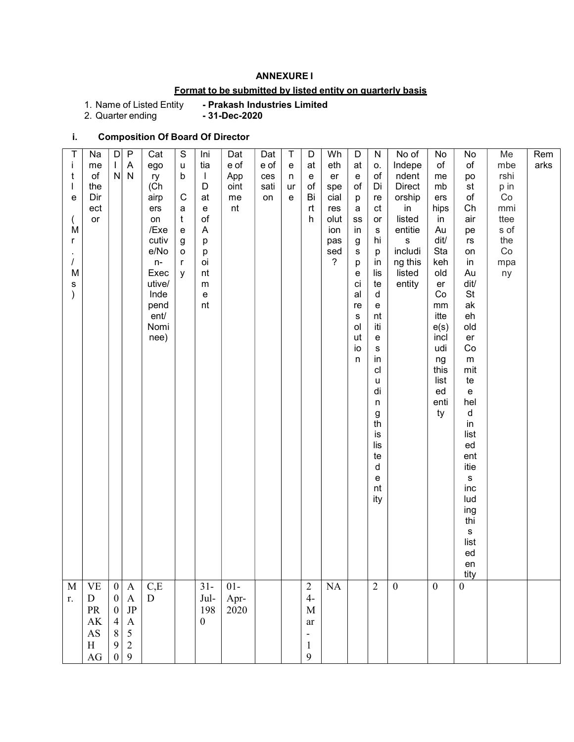## ANNEXURE I

### Format to be submitted by listed entity on quarterly basis

1. Name of Listed Entity - **Prakash Industries Limited**
2. Quarter ending - **31-Dec-2020**

### i. Composition Of Board Of Director

| Title (Mr./Ms) | Name of the Director | DIN | PAN | Category (Chairperson/Executive/Non-Executive/Independent/Nominee) | Sub Category | Initial Date of Appointment | Date of Appointment | Date of cessation | Tenure | Date of Birth | Whether special resolution passed? | Date of passing special resolution | No. of Directorships in listed entities including this listed entity | No of Independent Directorship in listed entities including this listed entity | No of memberships in Audit/ Stakeholder Committee(s) including this listed entity | No of post of Chairperson in Audit/ Stakeholder Committee held in listed entities including this listed entity | Membership in Committees of the Company | Remarks |
|---|---|---|---|---|---|---|---|---|---|---|---|---|---|---|---|---|---|---|
| Mr. | VED PRAKASH AG | 00048900 | AAJPA529 | C,ED | | 31-Jul-1980 | 01-Apr-2020 | | | 24-Mar-19 | NA | | 2 | 0 | 0 | 0 | | |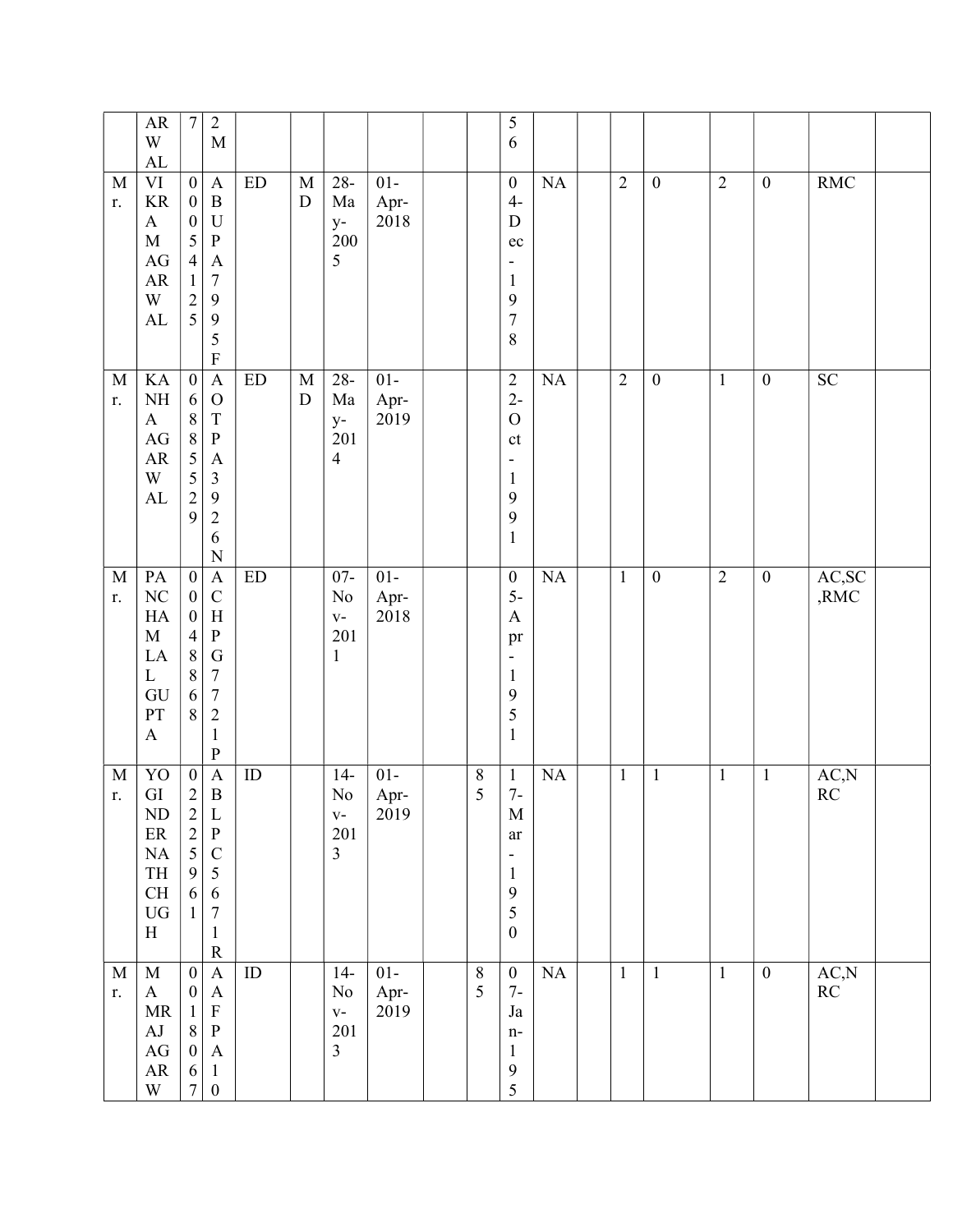| | ARWAL | 7 | 2M | | | | | | | 56 | | | | | | | | |
|---|---|---|---|---|---|---|---|---|---|---|---|---|---|---|---|---|---|---|
| Mr. | VIKRAM AGARWAL | 00054125 | ABUPA7995F | ED | MD | 28-May-2005 | 01-Apr-2018 | | | 04-Dec-1978 | NA | | 2 | 0 | 2 | 0 | RMC | |
| Mr. | KANHA AGARWAL | 06885529 | AOTPA3926N | ED | MD | 28-May-2014 | 01-Apr-2019 | | | 22-Oct-1991 | NA | | 2 | 0 | 1 | 0 | SC | |
| Mr. | PANCHAM LAL GUPTA | 00048868 | ACHPG7721P | ED | | 07-Nov-2011 | 01-Apr-2018 | | | 05-Apr-1951 | NA | | 1 | 0 | 2 | 0 | AC,SC,RMC | |
| Mr. | YOGINDERNATH CHUGH | 02225961 | ABLPC5671R | ID | | 14-Nov-2013 | 01-Apr-2019 | | 85 | 17-Mar-1950 | NA | | 1 | 1 | 1 | 1 | AC,NRC | |
| Mr. | MAMRAJ AGARW | 0018067 | AAFPA10 | ID | | 14-Nov-2013 | 01-Apr-2019 | | 85 | 07-Jan-195 | NA | | 1 | 1 | 1 | 0 | AC,NRC | |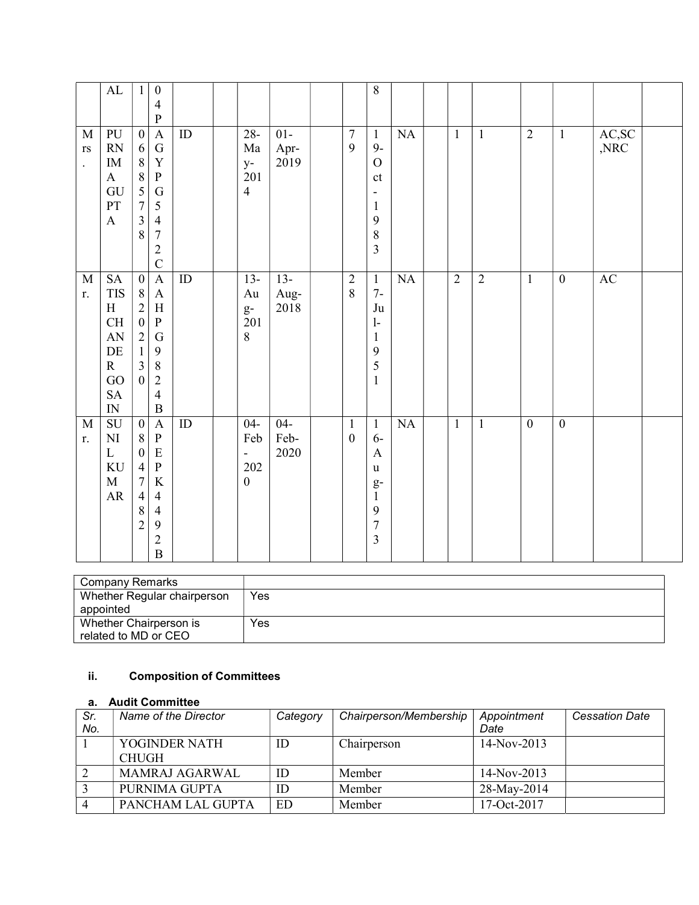| | | | | | | | | | | | | | | | | | | |
|---|---|---|---|---|---|---|---|---|---|---|---|---|---|---|---|---|---|---|
| | AL | 1 | 04P | | | | | | | 8 | | | | | | | | |
| Mrs. | PURNIMA GUPTA | 06885738 | AGYPG5472C | ID | | 28-May-2014 | 01-Apr-2019 | | 79 | 19-Oct-1983 | NA | | 1 | 1 | 2 | 1 | AC,SC,NRC | |
| Mr. | SATISH CHANDER GOSAIN | 08202130 | AAHPG9824B | ID | | 13-Aug-2018 | 13-Aug-2018 | | 28 | 17-Jul-1951 | NA | | 2 | 2 | 1 | 0 | AC | |
| Mr. | SUNIL KUMAR | 08047482 | APEPK4492B | ID | | 04-Feb-2020 | 04-Feb-2020 | | 10 | 16-Aug-1973 | NA | | 1 | 1 | 0 | 0 | | |

| Company Remarks | |
|---|---|
| Whether Regular chairperson appointed | Yes |
| Whether Chairperson is related to MD or CEO | Yes |

### ii. Composition of Committees

#### a. Audit Committee

| *Sr. No.* | *Name of the Director* | *Category* | *Chairperson/Membership* | *Appointment Date* | *Cessation Date* |
|---|---|---|---|---|---|
| 1 | YOGINDER NATH CHUGH | ID | Chairperson | 14-Nov-2013 | |
| 2 | MAMRAJ AGARWAL | ID | Member | 14-Nov-2013 | |
| 3 | PURNIMA GUPTA | ID | Member | 28-May-2014 | |
| 4 | PANCHAM LAL GUPTA | ED | Member | 17-Oct-2017 | |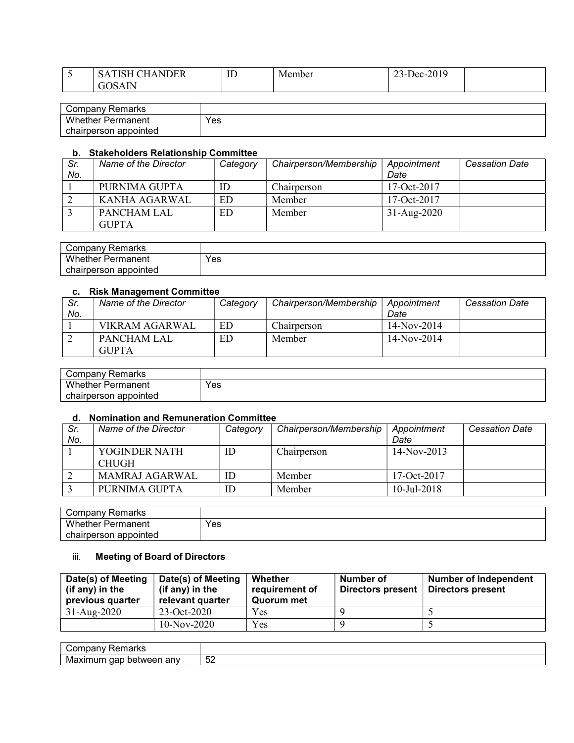| 5 | SATISH CHANDER GOSAIN | ID | Member | 23-Dec-2019 | |
|---|---|---|---|---|---|

| Company Remarks | |
|---|---|
| Whether Permanent chairperson appointed | Yes |

### b. Stakeholders Relationship Committee

| *Sr. No.* | *Name of the Director* | *Category* | *Chairperson/Membership* | *Appointment Date* | *Cessation Date* |
|---|---|---|---|---|---|
| 1 | PURNIMA GUPTA | ID | Chairperson | 17-Oct-2017 | |
| 2 | KANHA AGARWAL | ED | Member | 17-Oct-2017 | |
| 3 | PANCHAM LAL GUPTA | ED | Member | 31-Aug-2020 | |

| Company Remarks | |
|---|---|
| Whether Permanent chairperson appointed | Yes |

### c. Risk Management Committee

| *Sr. No.* | *Name of the Director* | *Category* | *Chairperson/Membership* | *Appointment Date* | *Cessation Date* |
|---|---|---|---|---|---|
| 1 | VIKRAM AGARWAL | ED | Chairperson | 14-Nov-2014 | |
| 2 | PANCHAM LAL GUPTA | ED | Member | 14-Nov-2014 | |

| Company Remarks | |
|---|---|
| Whether Permanent chairperson appointed | Yes |

### d. Nomination and Remuneration Committee

| *Sr. No.* | *Name of the Director* | *Category* | *Chairperson/Membership* | *Appointment Date* | *Cessation Date* |
|---|---|---|---|---|---|
| 1 | YOGINDER NATH CHUGH | ID | Chairperson | 14-Nov-2013 | |
| 2 | MAMRAJ AGARWAL | ID | Member | 17-Oct-2017 | |
| 3 | PURNIMA GUPTA | ID | Member | 10-Jul-2018 | |

| Company Remarks | |
|---|---|
| Whether Permanent chairperson appointed | Yes |

### iii. Meeting of Board of Directors

| Date(s) of Meeting (if any) in the previous quarter | Date(s) of Meeting (if any) in the relevant quarter | Whether requirement of Quorum met | Number of Directors present | Number of Independent Directors present |
|---|---|---|---|---|
| 31-Aug-2020 | 23-Oct-2020 | Yes | 9 | 5 |
| | 10-Nov-2020 | Yes | 9 | 5 |

| Company Remarks | |
|---|---|
| Maximum gap between any | 52 |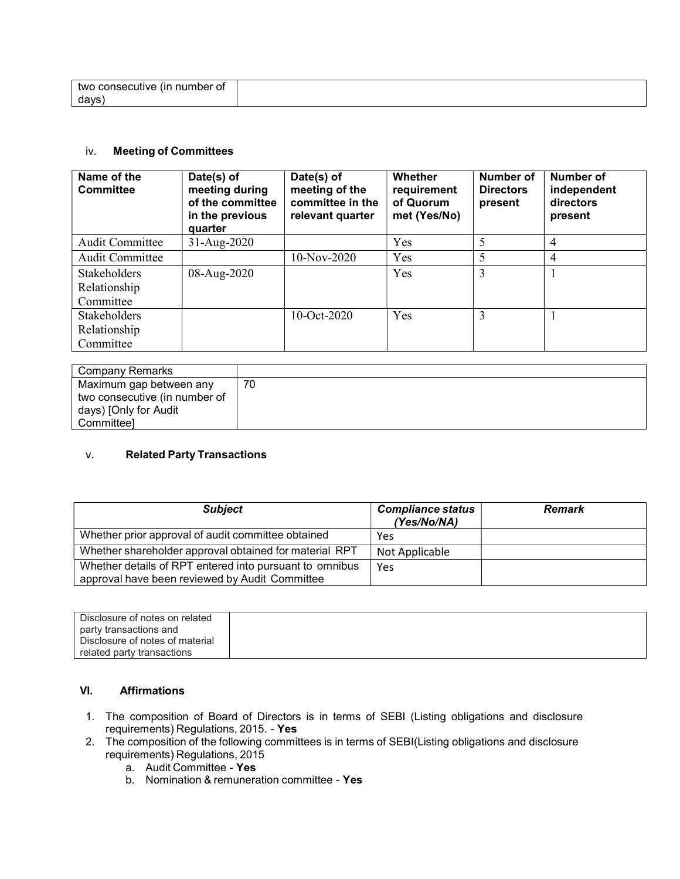| two consecutive (in number of days) | |
|---|---|

iv. **Meeting of Committees**

| Name of the Committee | Date(s) of meeting during of the committee in the previous quarter | Date(s) of meeting of the committee in the relevant quarter | Whether requirement of Quorum met (Yes/No) | Number of Directors present | Number of independent directors present |
|---|---|---|---|---|---|
| Audit Committee | 31-Aug-2020 | | Yes | 5 | 4 |
| Audit Committee | | 10-Nov-2020 | Yes | 5 | 4 |
| Stakeholders Relationship Committee | 08-Aug-2020 | | Yes | 3 | 1 |
| Stakeholders Relationship Committee | | 10-Oct-2020 | Yes | 3 | 1 |

| Company Remarks | |
|---|---|
| Maximum gap between any two consecutive (in number of days) [Only for Audit Committee] | 70 |

v. **Related Party Transactions**

| ***Subject*** | ***Compliance status (Yes/No/NA)*** | ***Remark*** |
|---|---|---|
| Whether prior approval of audit committee obtained | Yes | |
| Whether shareholder approval obtained for material RPT | Not Applicable | |
| Whether details of RPT entered into pursuant to omnibus approval have been reviewed by Audit Committee | Yes | |

| Disclosure of notes on related party transactions and Disclosure of notes of material related party transactions | |
|---|---|

### VI. Affirmations

1. The composition of Board of Directors is in terms of SEBI (Listing obligations and disclosure requirements) Regulations, 2015. - **Yes**
2. The composition of the following committees is in terms of SEBI(Listing obligations and disclosure requirements) Regulations, 2015
   a. Audit Committee - **Yes**
   b. Nomination & remuneration committee - **Yes**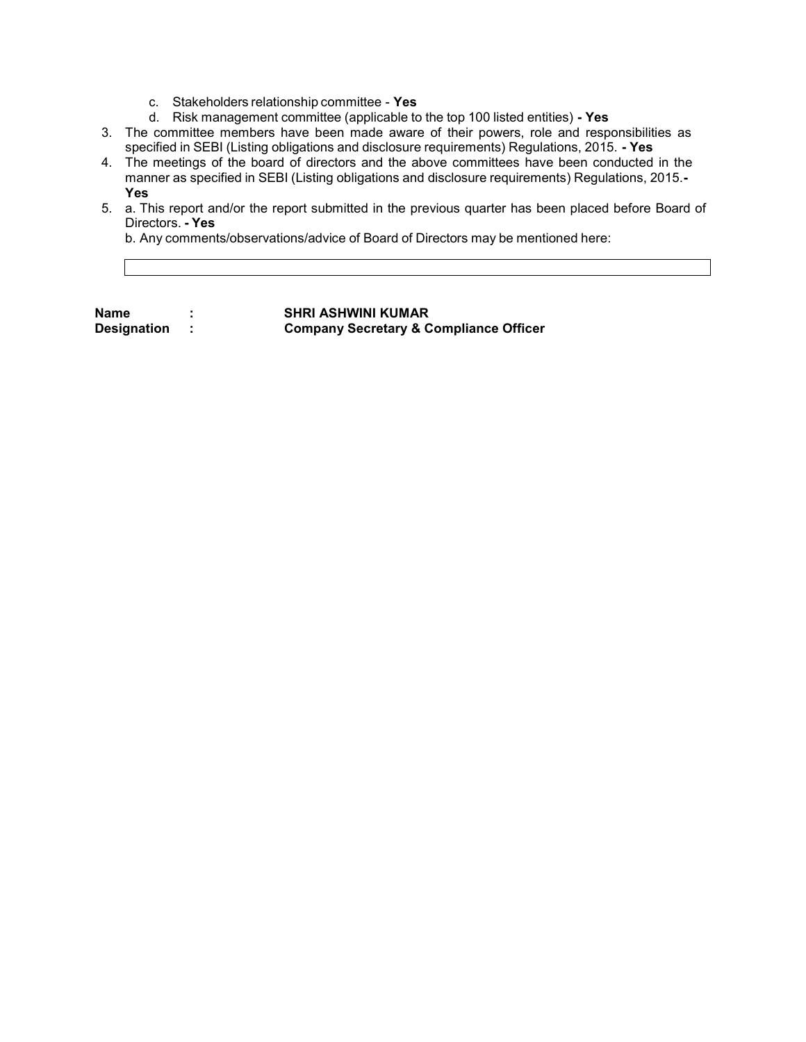c. Stakeholders relationship committee - **Yes**

d. Risk management committee (applicable to the top 100 listed entities) **- Yes**

3. The committee members have been made aware of their powers, role and responsibilities as specified in SEBI (Listing obligations and disclosure requirements) Regulations, 2015. **- Yes**
4. The meetings of the board of directors and the above committees have been conducted in the manner as specified in SEBI (Listing obligations and disclosure requirements) Regulations, 2015.**- Yes**
5. a. This report and/or the report submitted in the previous quarter has been placed before Board of Directors. **- Yes**

   b. Any comments/observations/advice of Board of Directors may be mentioned here:

| |
|---|
| |

**Name : SHRI ASHWINI KUMAR**

**Designation : Company Secretary & Compliance Officer**